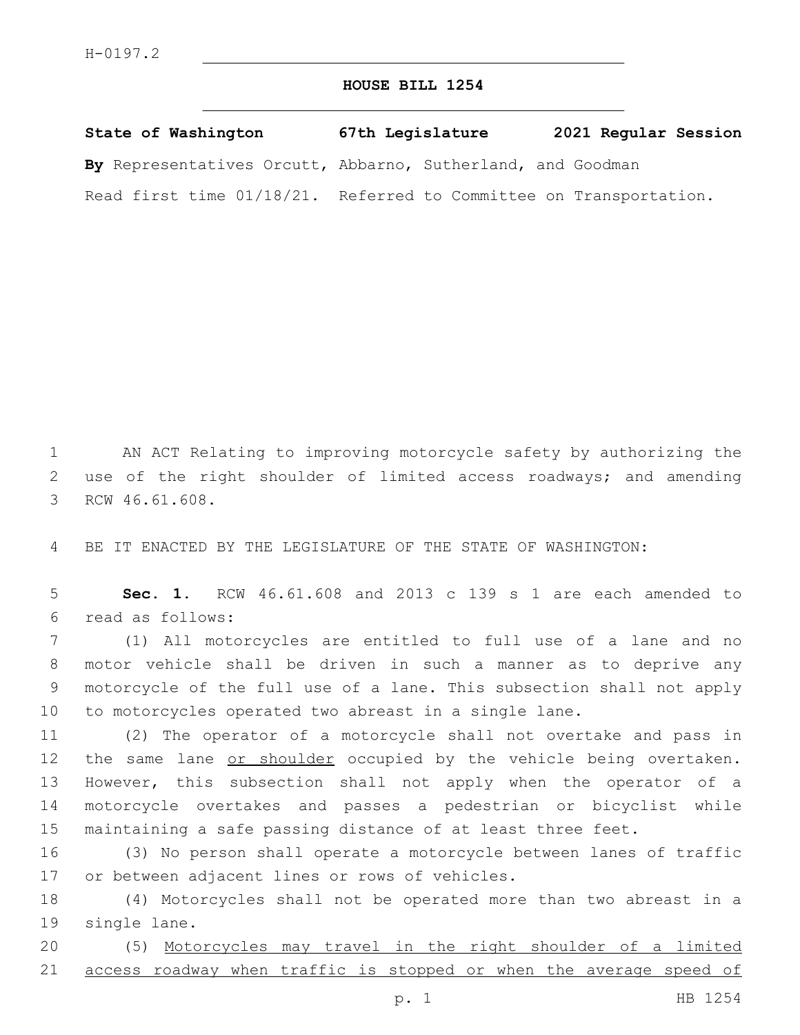H-0197.2

# HOUSE BILL 1254

**State of Washington 67th Legislature 2021 Regular Session**

**By** Representatives Orcutt, Abbarno, Sutherland, and Goodman

Read first time 01/18/21. Referred to Committee on Transportation.

AN ACT Relating to improving motorcycle safety by authorizing the use of the right shoulder of limited access roadways; and amending RCW 46.61.608.

BE IT ENACTED BY THE LEGISLATURE OF THE STATE OF WASHINGTON:

**Sec. 1.** RCW 46.61.608 and 2013 c 139 s 1 are each amended to read as follows:

(1) All motorcycles are entitled to full use of a lane and no motor vehicle shall be driven in such a manner as to deprive any motorcycle of the full use of a lane. This subsection shall not apply to motorcycles operated two abreast in a single lane.

(2) The operator of a motorcycle shall not overtake and pass in the same lane <u>or shoulder</u> occupied by the vehicle being overtaken. However, this subsection shall not apply when the operator of a motorcycle overtakes and passes a pedestrian or bicyclist while maintaining a safe passing distance of at least three feet.

(3) No person shall operate a motorcycle between lanes of traffic or between adjacent lines or rows of vehicles.

(4) Motorcycles shall not be operated more than two abreast in a single lane.

(5) <u>Motorcycles may travel in the right shoulder of a limited access roadway when traffic is stopped or when the average speed of</u>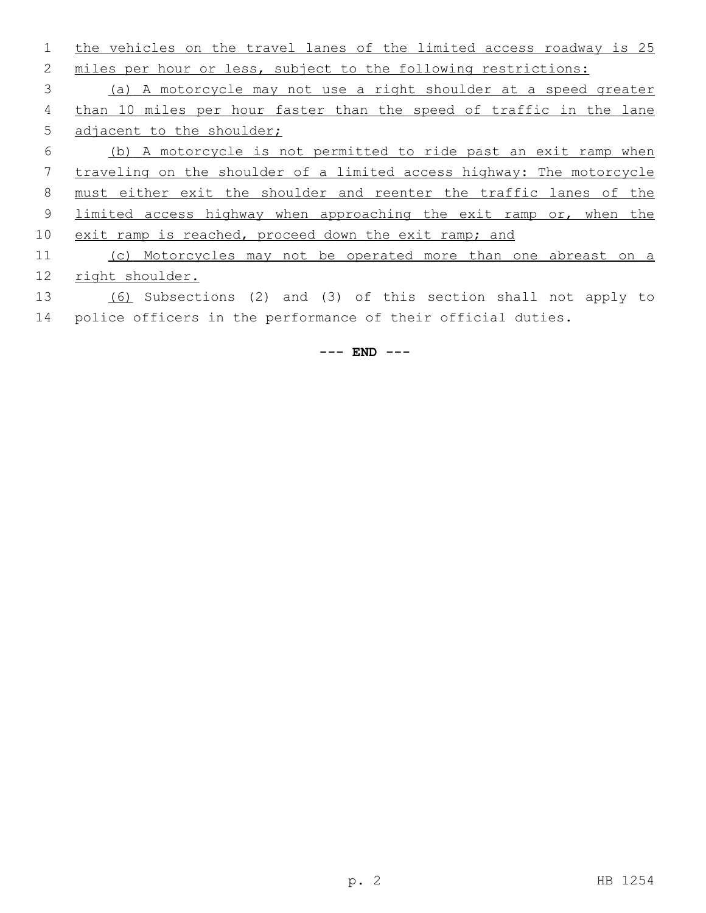the vehicles on the travel lanes of the limited access roadway is 25 miles per hour or less, subject to the following restrictions:

(a) A motorcycle may not use a right shoulder at a speed greater than 10 miles per hour faster than the speed of traffic in the lane adjacent to the shoulder;

(b) A motorcycle is not permitted to ride past an exit ramp when traveling on the shoulder of a limited access highway: The motorcycle must either exit the shoulder and reenter the traffic lanes of the limited access highway when approaching the exit ramp or, when the exit ramp is reached, proceed down the exit ramp; and

(c) Motorcycles may not be operated more than one abreast on a right shoulder.

(6) Subsections (2) and (3) of this section shall not apply to police officers in the performance of their official duties.

--- END ---